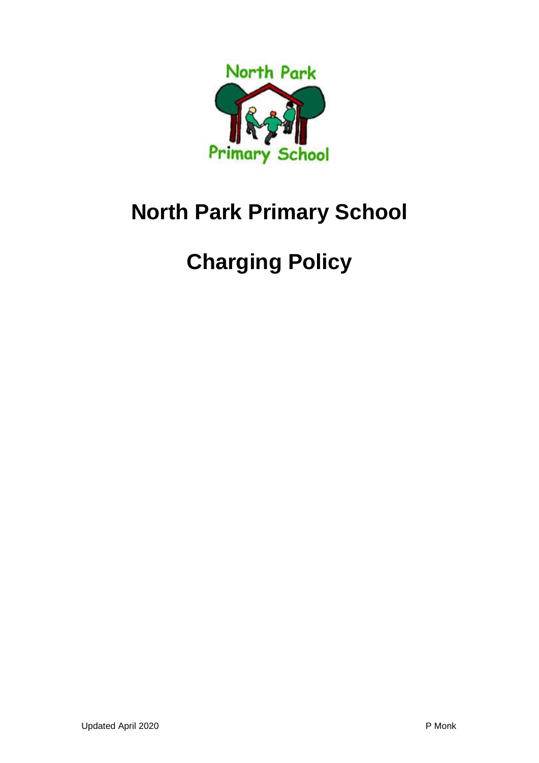# North Park Primary School

# Charging Policy

Updated April 2020 P Monk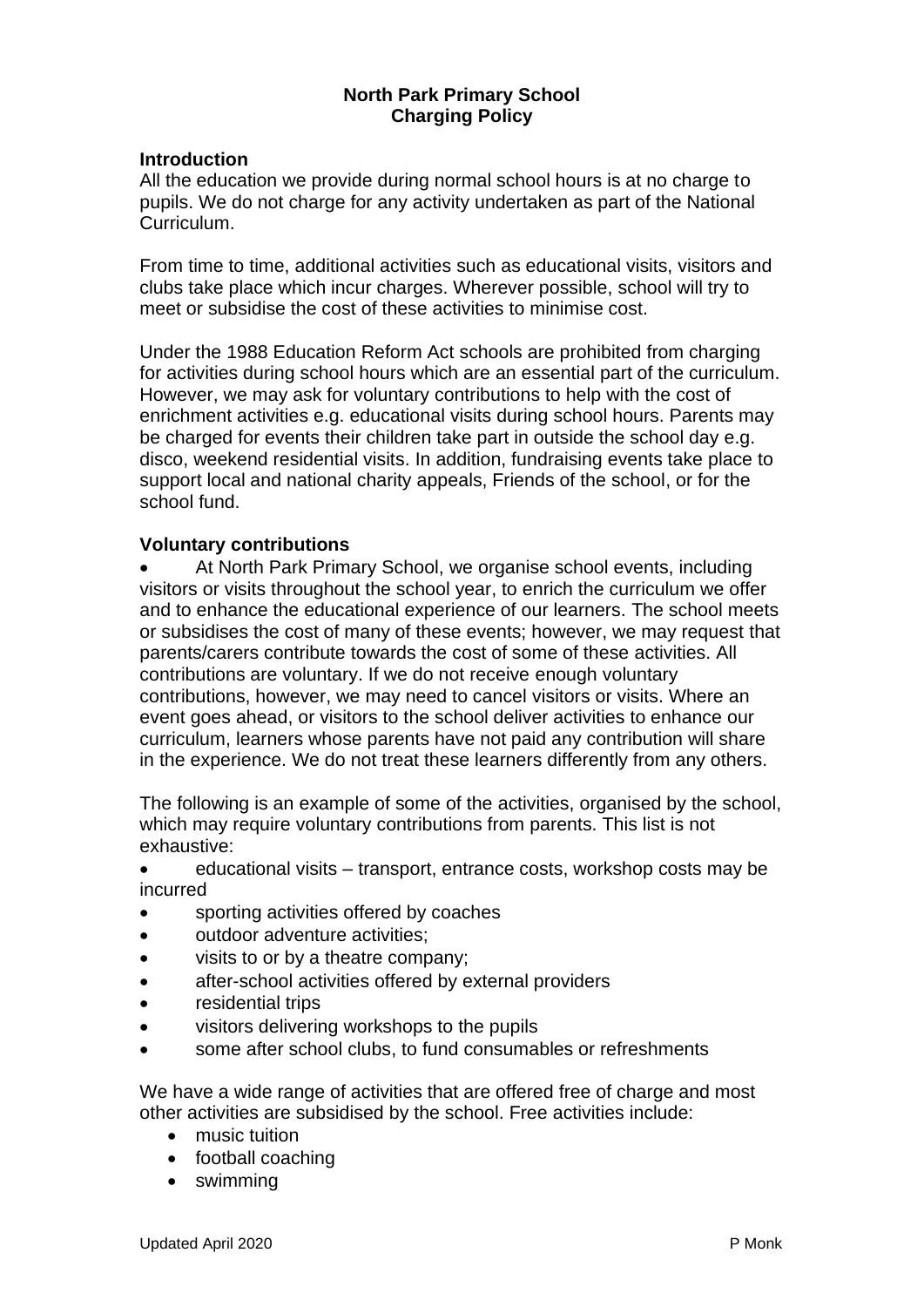**North Park Primary School**
**Charging Policy**

## Introduction

All the education we provide during normal school hours is at no charge to pupils. We do not charge for any activity undertaken as part of the National Curriculum.

From time to time, additional activities such as educational visits, visitors and clubs take place which incur charges. Wherever possible, school will try to meet or subsidise the cost of these activities to minimise cost.

Under the 1988 Education Reform Act schools are prohibited from charging for activities during school hours which are an essential part of the curriculum. However, we may ask for voluntary contributions to help with the cost of enrichment activities e.g. educational visits during school hours. Parents may be charged for events their children take part in outside the school day e.g. disco, weekend residential visits. In addition, fundraising events take place to support local and national charity appeals, Friends of the school, or for the school fund.

## Voluntary contributions

- At North Park Primary School, we organise school events, including visitors or visits throughout the school year, to enrich the curriculum we offer and to enhance the educational experience of our learners. The school meets or subsidises the cost of many of these events; however, we may request that parents/carers contribute towards the cost of some of these activities. All contributions are voluntary. If we do not receive enough voluntary contributions, however, we may need to cancel visitors or visits. Where an event goes ahead, or visitors to the school deliver activities to enhance our curriculum, learners whose parents have not paid any contribution will share in the experience. We do not treat these learners differently from any others.

The following is an example of some of the activities, organised by the school, which may require voluntary contributions from parents. This list is not exhaustive:

- educational visits – transport, entrance costs, workshop costs may be incurred
- sporting activities offered by coaches
- outdoor adventure activities;
- visits to or by a theatre company;
- after-school activities offered by external providers
- residential trips
- visitors delivering workshops to the pupils
- some after school clubs, to fund consumables or refreshments

We have a wide range of activities that are offered free of charge and most other activities are subsidised by the school. Free activities include:

- music tuition
- football coaching
- swimming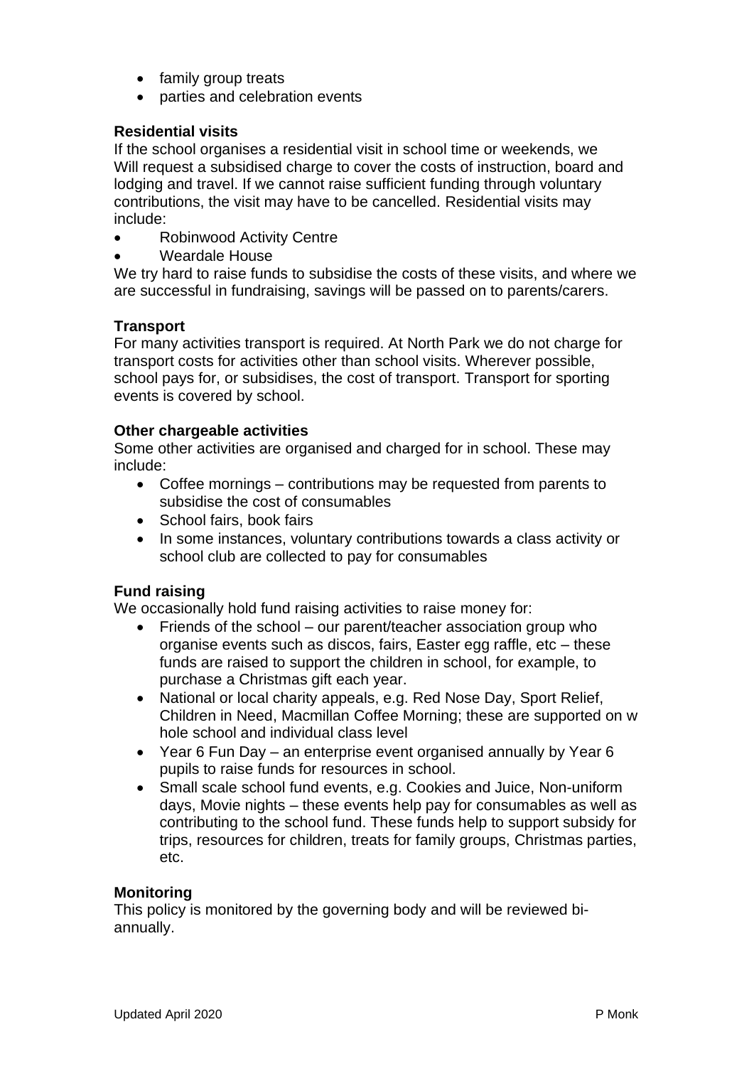- family group treats
- parties and celebration events

**Residential visits**

If the school organises a residential visit in school time or weekends, we Will request a subsidised charge to cover the costs of instruction, board and lodging and travel. If we cannot raise sufficient funding through voluntary contributions, the visit may have to be cancelled. Residential visits may include:

- Robinwood Activity Centre
- Weardale House

We try hard to raise funds to subsidise the costs of these visits, and where we are successful in fundraising, savings will be passed on to parents/carers.

**Transport**

For many activities transport is required. At North Park we do not charge for transport costs for activities other than school visits. Wherever possible, school pays for, or subsidises, the cost of transport. Transport for sporting events is covered by school.

**Other chargeable activities**

Some other activities are organised and charged for in school. These may include:

- Coffee mornings – contributions may be requested from parents to subsidise the cost of consumables
- School fairs, book fairs
- In some instances, voluntary contributions towards a class activity or school club are collected to pay for consumables

**Fund raising**

We occasionally hold fund raising activities to raise money for:

- Friends of the school – our parent/teacher association group who organise events such as discos, fairs, Easter egg raffle, etc – these funds are raised to support the children in school, for example, to purchase a Christmas gift each year.
- National or local charity appeals, e.g. Red Nose Day, Sport Relief, Children in Need, Macmillan Coffee Morning; these are supported on w hole school and individual class level
- Year 6 Fun Day – an enterprise event organised annually by Year 6 pupils to raise funds for resources in school.
- Small scale school fund events, e.g. Cookies and Juice, Non-uniform days, Movie nights – these events help pay for consumables as well as contributing to the school fund. These funds help to support subsidy for trips, resources for children, treats for family groups, Christmas parties, etc.

**Monitoring**

This policy is monitored by the governing body and will be reviewed bi-annually.

Updated April 2020 P Monk